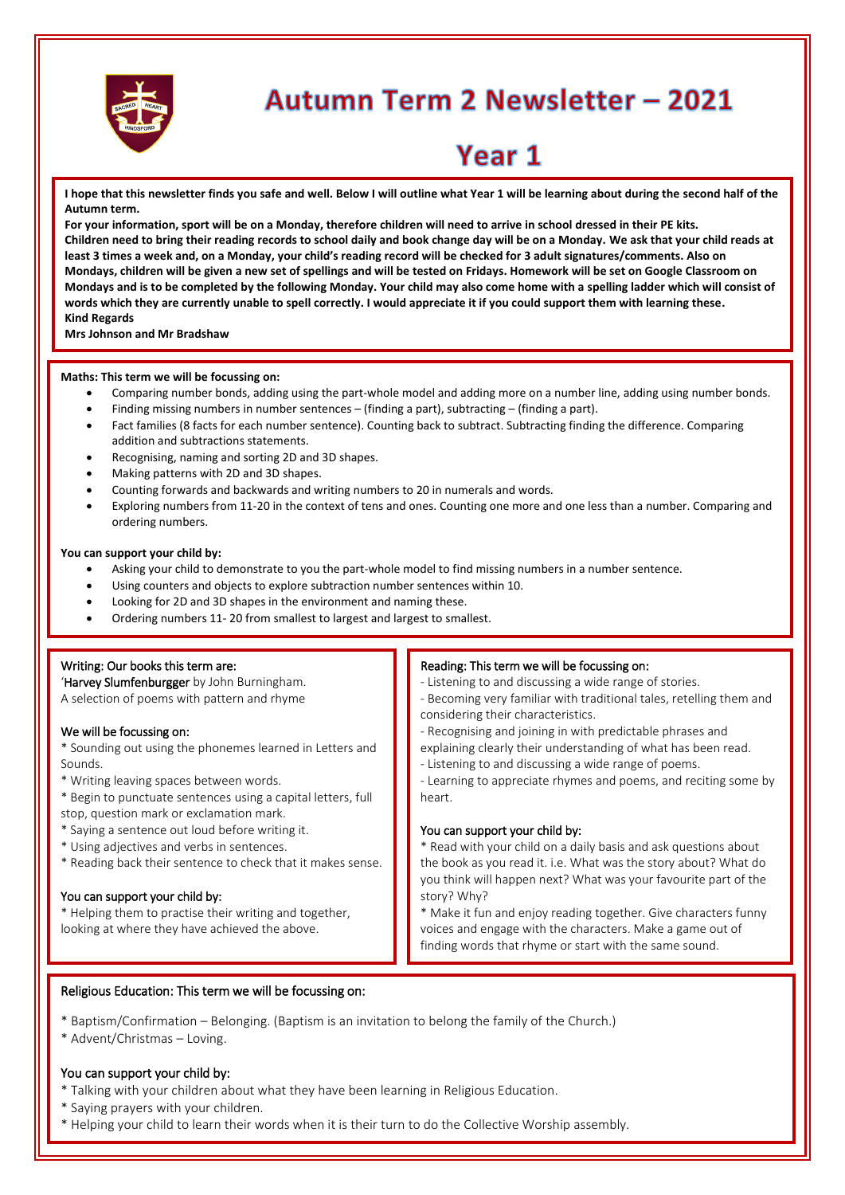# Autumn Term 2 Newsletter – 2021

# Year 1

**I hope that this newsletter finds you safe and well. Below I will outline what Year 1 will be learning about during the second half of the Autumn term.**
**For your information, sport will be on a Monday, therefore children will need to arrive in school dressed in their PE kits.**
**Children need to bring their reading records to school daily and book change day will be on a Monday. We ask that your child reads at least 3 times a week and, on a Monday, your child's reading record will be checked for 3 adult signatures/comments. Also on Mondays, children will be given a new set of spellings and will be tested on Fridays. Homework will be set on Google Classroom on Mondays and is to be completed by the following Monday. Your child may also come home with a spelling ladder which will consist of words which they are currently unable to spell correctly. I would appreciate it if you could support them with learning these.**
**Kind Regards**
**Mrs Johnson and Mr Bradshaw**

**Maths: This term we will be focussing on:**

- Comparing number bonds, adding using the part-whole model and adding more on a number line, adding using number bonds.
- Finding missing numbers in number sentences – (finding a part), subtracting – (finding a part).
- Fact families (8 facts for each number sentence). Counting back to subtract. Subtracting finding the difference. Comparing addition and subtractions statements.
- Recognising, naming and sorting 2D and 3D shapes.
- Making patterns with 2D and 3D shapes.
- Counting forwards and backwards and writing numbers to 20 in numerals and words.
- Exploring numbers from 11-20 in the context of tens and ones. Counting one more and one less than a number. Comparing and ordering numbers.

**You can support your child by:**

- Asking your child to demonstrate to you the part-whole model to find missing numbers in a number sentence.
- Using counters and objects to explore subtraction number sentences within 10.
- Looking for 2D and 3D shapes in the environment and naming these.
- Ordering numbers 11- 20 from smallest to largest and largest to smallest.

Writing: Our books this term are:
'Harvey Slumfenburgger by John Burningham.
A selection of poems with pattern and rhyme

We will be focussing on:
* Sounding out using the phonemes learned in Letters and Sounds.
* Writing leaving spaces between words.
* Begin to punctuate sentences using a capital letters, full stop, question mark or exclamation mark.
* Saying a sentence out loud before writing it.
* Using adjectives and verbs in sentences.
* Reading back their sentence to check that it makes sense.

You can support your child by:
* Helping them to practise their writing and together, looking at where they have achieved the above.

Reading: This term we will be focussing on:
- Listening to and discussing a wide range of stories.
- Becoming very familiar with traditional tales, retelling them and considering their characteristics.
- Recognising and joining in with predictable phrases and explaining clearly their understanding of what has been read.
- Listening to and discussing a wide range of poems.
- Learning to appreciate rhymes and poems, and reciting some by heart.

You can support your child by:
* Read with your child on a daily basis and ask questions about the book as you read it. i.e. What was the story about? What do you think will happen next? What was your favourite part of the story? Why?
* Make it fun and enjoy reading together. Give characters funny voices and engage with the characters. Make a game out of finding words that rhyme or start with the same sound.

Religious Education: This term we will be focussing on:

* Baptism/Confirmation – Belonging. (Baptism is an invitation to belong the family of the Church.)
* Advent/Christmas – Loving.

You can support your child by:
* Talking with your children about what they have been learning in Religious Education.
* Saying prayers with your children.
* Helping your child to learn their words when it is their turn to do the Collective Worship assembly.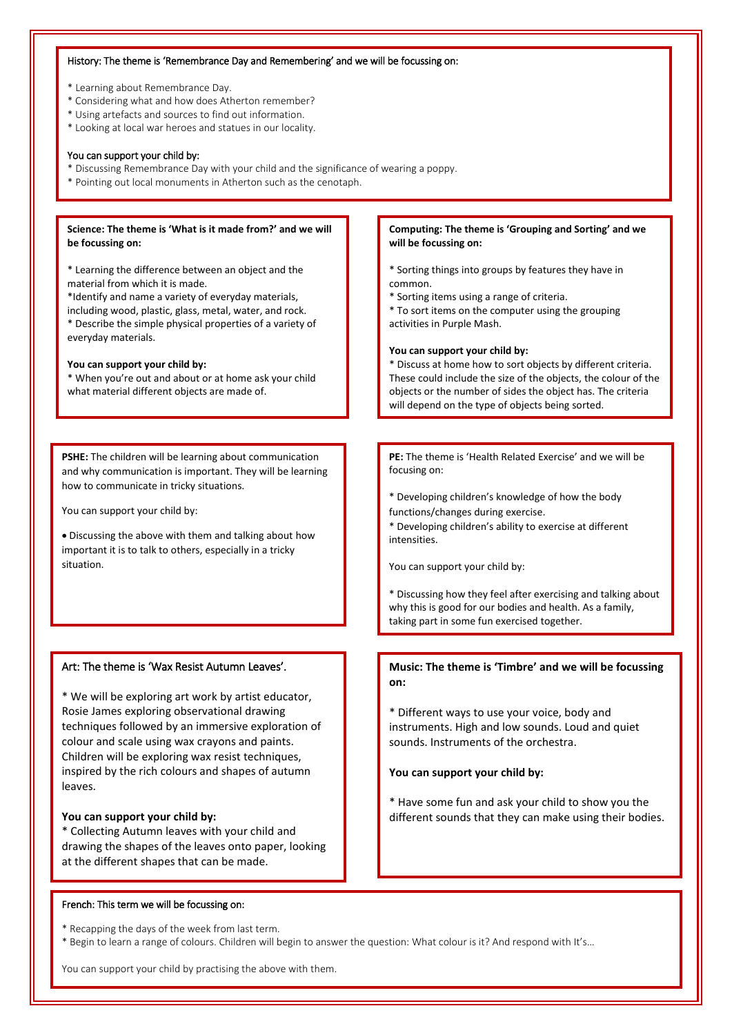History: The theme is 'Remembrance Day and Remembering' and we will be focussing on:

* Learning about Remembrance Day.
* Considering what and how does Atherton remember?
* Using artefacts and sources to find out information.
* Looking at local war heroes and statues in our locality.

You can support your child by:
* Discussing Remembrance Day with your child and the significance of wearing a poppy.
* Pointing out local monuments in Atherton such as the cenotaph.

**Science: The theme is 'What is it made from?' and we will be focussing on:**

* Learning the difference between an object and the material from which it is made.
*Identify and name a variety of everyday materials, including wood, plastic, glass, metal, water, and rock.
* Describe the simple physical properties of a variety of everyday materials.

**You can support your child by:**
* When you're out and about or at home ask your child what material different objects are made of.

**Computing: The theme is 'Grouping and Sorting' and we will be focussing on:**

* Sorting things into groups by features they have in common.
* Sorting items using a range of criteria.
* To sort items on the computer using the grouping activities in Purple Mash.

**You can support your child by:**
* Discuss at home how to sort objects by different criteria. These could include the size of the objects, the colour of the objects or the number of sides the object has. The criteria will depend on the type of objects being sorted.

**PSHE:** The children will be learning about communication and why communication is important. They will be learning how to communicate in tricky situations.

You can support your child by:

- Discussing the above with them and talking about how important it is to talk to others, especially in a tricky situation.

**PE:** The theme is 'Health Related Exercise' and we will be focusing on:

* Developing children's knowledge of how the body functions/changes during exercise.
* Developing children's ability to exercise at different intensities.

You can support your child by:

* Discussing how they feel after exercising and talking about why this is good for our bodies and health. As a family, taking part in some fun exercised together.

Art: The theme is 'Wax Resist Autumn Leaves'.

* We will be exploring art work by artist educator, Rosie James exploring observational drawing techniques followed by an immersive exploration of colour and scale using wax crayons and paints. Children will be exploring wax resist techniques, inspired by the rich colours and shapes of autumn leaves.

**You can support your child by:**
* Collecting Autumn leaves with your child and drawing the shapes of the leaves onto paper, looking at the different shapes that can be made.

**Music: The theme is 'Timbre' and we will be focussing on:**

* Different ways to use your voice, body and instruments. High and low sounds. Loud and quiet sounds. Instruments of the orchestra.

**You can support your child by:**

* Have some fun and ask your child to show you the different sounds that they can make using their bodies.

French: This term we will be focussing on:

* Recapping the days of the week from last term.
* Begin to learn a range of colours. Children will begin to answer the question: What colour is it? And respond with It's…

You can support your child by practising the above with them.